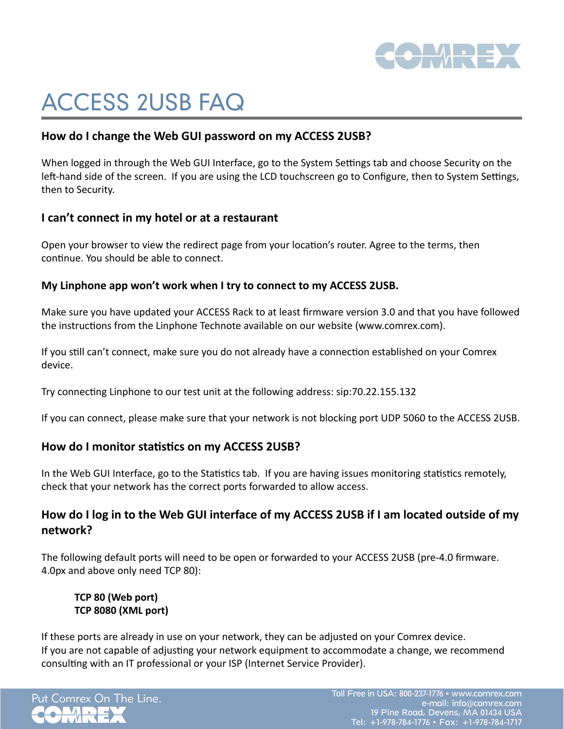# ACCESS 2USB FAQ

### How do I change the Web GUI password on my ACCESS 2USB?

When logged in through the Web GUI Interface, go to the System Settings tab and choose Security on the left-hand side of the screen. If you are using the LCD touchscreen go to Configure, then to System Settings, then to Security.

### I can't connect in my hotel or at a restaurant

Open your browser to view the redirect page from your location's router. Agree to the terms, then continue. You should be able to connect.

### My Linphone app won't work when I try to connect to my ACCESS 2USB.

Make sure you have updated your ACCESS Rack to at least firmware version 3.0 and that you have followed the instructions from the Linphone Technote available on our website (www.comrex.com).

If you still can't connect, make sure you do not already have a connection established on your Comrex device.

Try connecting Linphone to our test unit at the following address: sip:70.22.155.132

If you can connect, please make sure that your network is not blocking port UDP 5060 to the ACCESS 2USB.

### How do I monitor statistics on my ACCESS 2USB?

In the Web GUI Interface, go to the Statistics tab. If you are having issues monitoring statistics remotely, check that your network has the correct ports forwarded to allow access.

### How do I log in to the Web GUI interface of my ACCESS 2USB if I am located outside of my network?

The following default ports will need to be open or forwarded to your ACCESS 2USB (pre-4.0 firmware. 4.0px and above only need TCP 80):

> **TCP 80 (Web port)**
> **TCP 8080 (XML port)**

If these ports are already in use on your network, they can be adjusted on your Comrex device. If you are not capable of adjusting your network equipment to accommodate a change, we recommend consulting with an IT professional or your ISP (Internet Service Provider).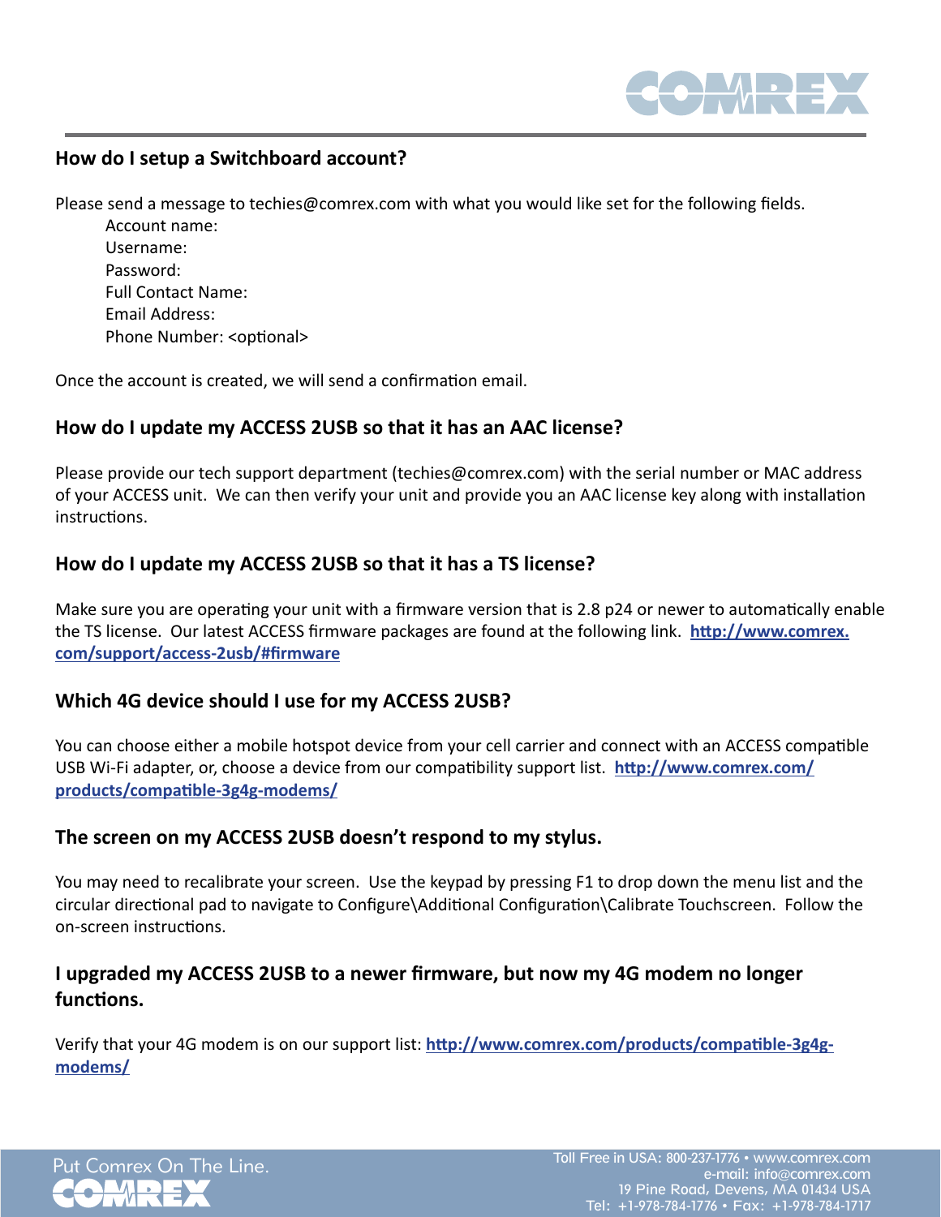## How do I setup a Switchboard account?

Please send a message to techies@comrex.com with what you would like set for the following fields.

Account name:
Username:
Password:
Full Contact Name:
Email Address:
Phone Number: <optional>

Once the account is created, we will send a confirmation email.

## How do I update my ACCESS 2USB so that it has an AAC license?

Please provide our tech support department (techies@comrex.com) with the serial number or MAC address of your ACCESS unit. We can then verify your unit and provide you an AAC license key along with installation instructions.

## How do I update my ACCESS 2USB so that it has a TS license?

Make sure you are operating your unit with a firmware version that is 2.8 p24 or newer to automatically enable the TS license. Our latest ACCESS firmware packages are found at the following link. **http://www.comrex.com/support/access-2usb/#firmware**

## Which 4G device should I use for my ACCESS 2USB?

You can choose either a mobile hotspot device from your cell carrier and connect with an ACCESS compatible USB Wi-Fi adapter, or, choose a device from our compatibility support list. **http://www.comrex.com/products/compatible-3g4g-modems/**

## The screen on my ACCESS 2USB doesn't respond to my stylus.

You may need to recalibrate your screen. Use the keypad by pressing F1 to drop down the menu list and the circular directional pad to navigate to Configure\Additional Configuration\Calibrate Touchscreen. Follow the on-screen instructions.

## I upgraded my ACCESS 2USB to a newer firmware, but now my 4G modem no longer functions.

Verify that your 4G modem is on our support list: **http://www.comrex.com/products/compatible-3g4g-modems/**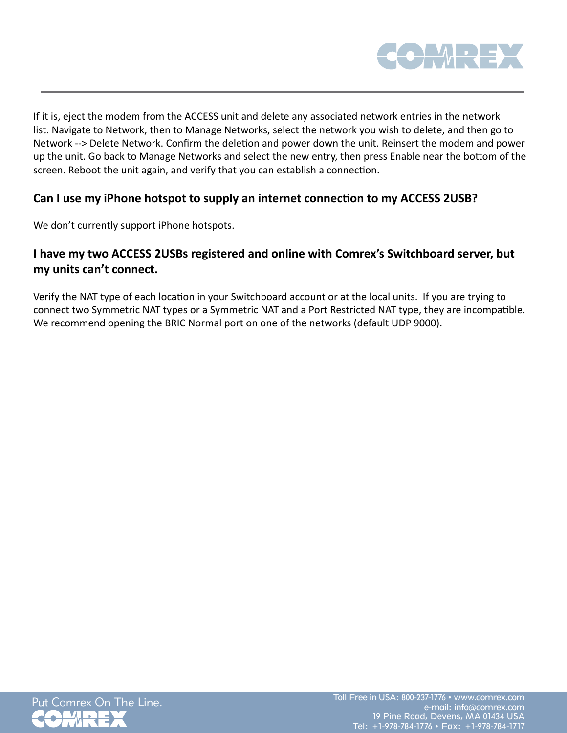If it is, eject the modem from the ACCESS unit and delete any associated network entries in the network list. Navigate to Network, then to Manage Networks, select the network you wish to delete, and then go to Network --> Delete Network. Confirm the deletion and power down the unit. Reinsert the modem and power up the unit. Go back to Manage Networks and select the new entry, then press Enable near the bottom of the screen. Reboot the unit again, and verify that you can establish a connection.

### Can I use my iPhone hotspot to supply an internet connection to my ACCESS 2USB?

We don't currently support iPhone hotspots.

### I have my two ACCESS 2USBs registered and online with Comrex's Switchboard server, but my units can't connect.

Verify the NAT type of each location in your Switchboard account or at the local units. If you are trying to connect two Symmetric NAT types or a Symmetric NAT and a Port Restricted NAT type, they are incompatible. We recommend opening the BRIC Normal port on one of the networks (default UDP 9000).